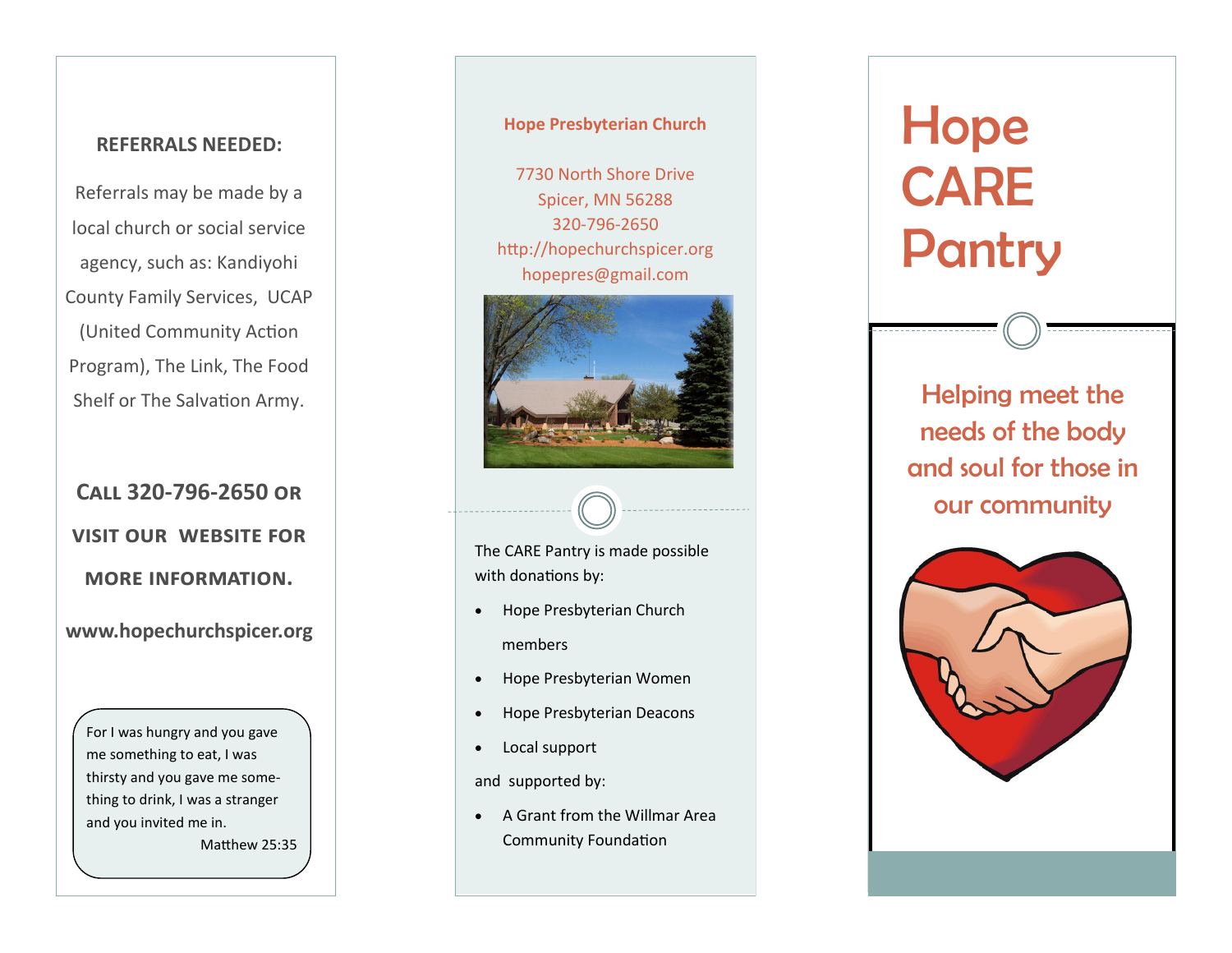**REFERRALS NEEDED:**

Referrals may be made by a local church or social service agency, such as: Kandiyohi County Family Services, UCAP (United Community Action Program), The Link, The Food Shelf or The Salvation Army.

**CALL 320-796-2650 OR VISIT OUR WEBSITE FOR MORE INFORMATION.**

**www.hopechurchspicer.org**

> For I was hungry and you gave me something to eat, I was thirsty and you gave me something to drink, I was a stranger and you invited me in.
>
> Matthew 25:35

**Hope Presbyterian Church**

7730 North Shore Drive
Spicer, MN 56288
320-796-2650
http://hopechurchspicer.org
hopepres@gmail.com

The CARE Pantry is made possible with donations by:

- Hope Presbyterian Church members
- Hope Presbyterian Women
- Hope Presbyterian Deacons
- Local support

and supported by:

- A Grant from the Willmar Area Community Foundation

# Hope CARE Pantry

## Helping meet the needs of the body and soul for those in our community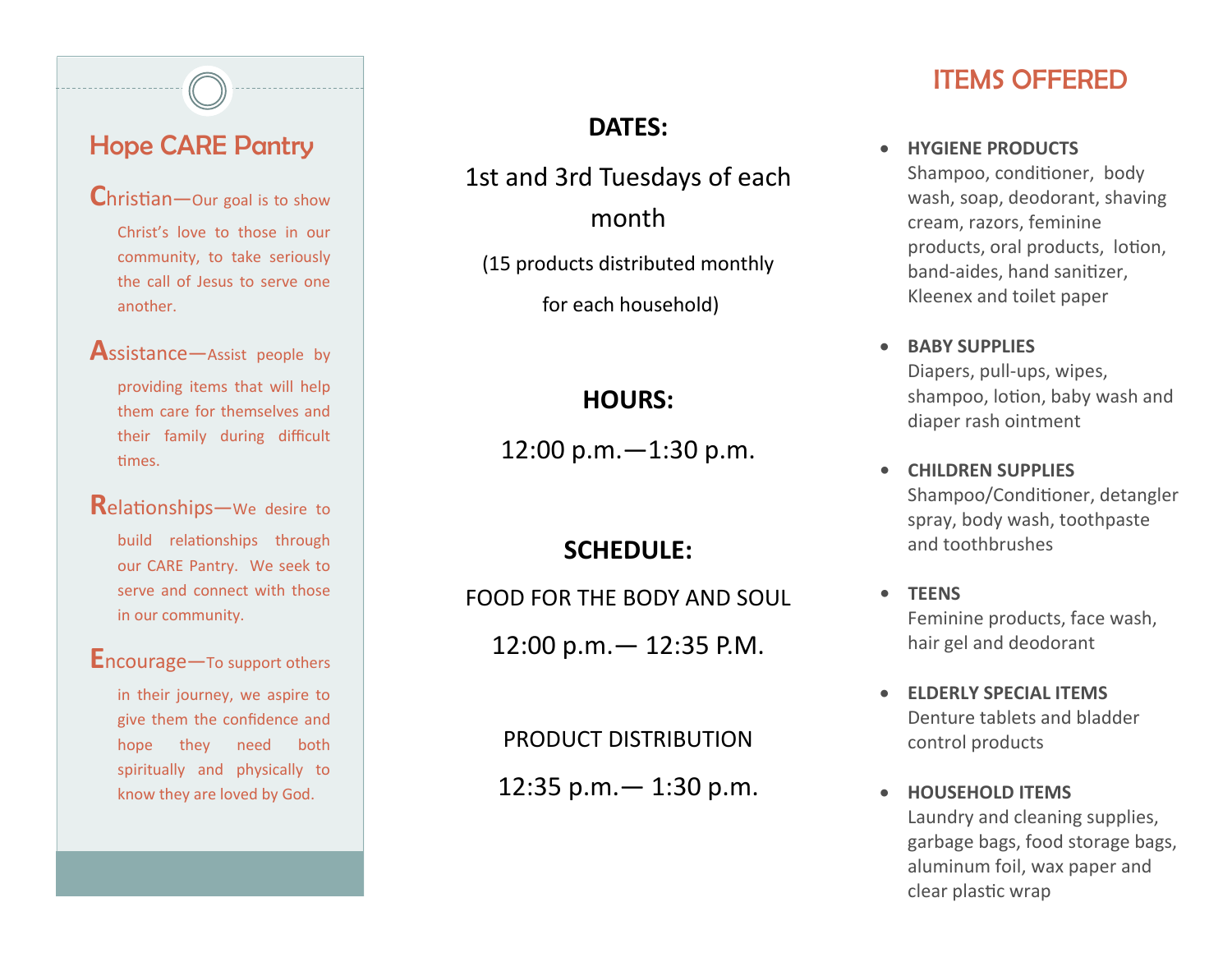## Hope CARE Pantry

**C**hristian—Our goal is to show Christ's love to those in our community, to take seriously the call of Jesus to serve one another.

**A**ssistance—Assist people by providing items that will help them care for themselves and their family during difficult times.

**R**elationships—We desire to build relationships through our CARE Pantry. We seek to serve and connect with those in our community.

**E**ncourage—To support others in their journey, we aspire to give them the confidence and hope they need both spiritually and physically to know they are loved by God.

### DATES:

1st and 3rd Tuesdays of each month

(15 products distributed monthly for each household)

### HOURS:

12:00 p.m.—1:30 p.m.

### SCHEDULE:

FOOD FOR THE BODY AND SOUL

12:00 p.m.— 12:35 P.M.

PRODUCT DISTRIBUTION

12:35 p.m.— 1:30 p.m.

## ITEMS OFFERED

- **HYGIENE PRODUCTS**
  Shampoo, conditioner, body wash, soap, deodorant, shaving cream, razors, feminine products, oral products, lotion, band-aides, hand sanitizer, Kleenex and toilet paper
- **BABY SUPPLIES**
  Diapers, pull-ups, wipes, shampoo, lotion, baby wash and diaper rash ointment
- **CHILDREN SUPPLIES**
  Shampoo/Conditioner, detangler spray, body wash, toothpaste and toothbrushes
- **TEENS**
  Feminine products, face wash, hair gel and deodorant
- **ELDERLY SPECIAL ITEMS**
  Denture tablets and bladder control products
- **HOUSEHOLD ITEMS**
  Laundry and cleaning supplies, garbage bags, food storage bags, aluminum foil, wax paper and clear plastic wrap